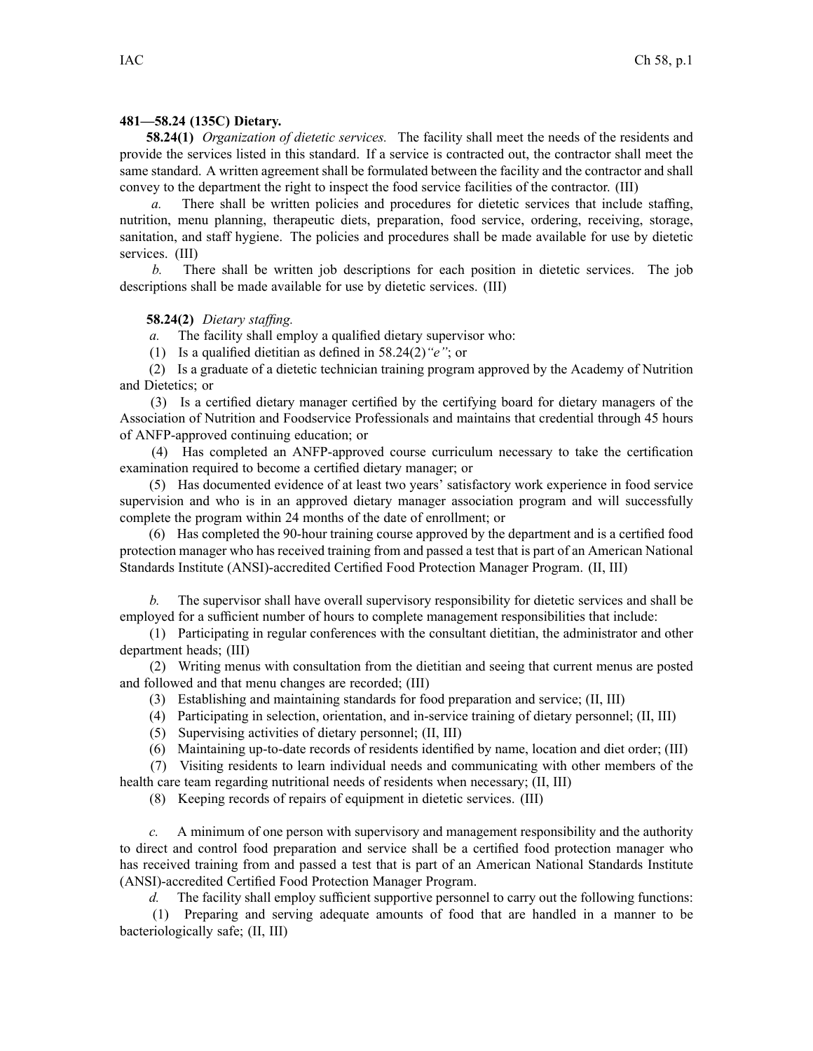**481—58.24 (135C) Dietary.**

**58.24(1)** *Organization of dietetic services.* The facility shall meet the needs of the residents and provide the services listed in this standard. If a service is contracted out, the contractor shall meet the same standard. A written agreement shall be formulated between the facility and the contractor and shall convey to the department the right to inspect the food service facilities of the contractor. (III)

*a.* There shall be written policies and procedures for dietetic services that include staffing, nutrition, menu planning, therapeutic diets, preparation, food service, ordering, receiving, storage, sanitation, and staff hygiene. The policies and procedures shall be made available for use by dietetic services. (III)

*b.* There shall be written job descriptions for each position in dietetic services. The job descriptions shall be made available for use by dietetic services. (III)

**58.24(2)** *Dietary staffing.*

*a.* The facility shall employ a qualified dietary supervisor who:

(1) Is a qualified dietitian as defined in 58.24(2)*"e"*; or

(2) Is a graduate of a dietetic technician training program approved by the Academy of Nutrition and Dietetics; or

(3) Is a certified dietary manager certified by the certifying board for dietary managers of the Association of Nutrition and Foodservice Professionals and maintains that credential through 45 hours of ANFP-approved continuing education; or

(4) Has completed an ANFP-approved course curriculum necessary to take the certification examination required to become a certified dietary manager; or

(5) Has documented evidence of at least two years' satisfactory work experience in food service supervision and who is in an approved dietary manager association program and will successfully complete the program within 24 months of the date of enrollment; or

(6) Has completed the 90-hour training course approved by the department and is a certified food protection manager who has received training from and passed a test that is part of an American National Standards Institute (ANSI)-accredited Certified Food Protection Manager Program. (II, III)

*b.* The supervisor shall have overall supervisory responsibility for dietetic services and shall be employed for a sufficient number of hours to complete management responsibilities that include:

(1) Participating in regular conferences with the consultant dietitian, the administrator and other department heads; (III)

(2) Writing menus with consultation from the dietitian and seeing that current menus are posted and followed and that menu changes are recorded; (III)

(3) Establishing and maintaining standards for food preparation and service; (II, III)

(4) Participating in selection, orientation, and in-service training of dietary personnel; (II, III)

(5) Supervising activities of dietary personnel; (II, III)

(6) Maintaining up-to-date records of residents identified by name, location and diet order; (III)

(7) Visiting residents to learn individual needs and communicating with other members of the health care team regarding nutritional needs of residents when necessary; (II, III)

(8) Keeping records of repairs of equipment in dietetic services. (III)

*c.* A minimum of one person with supervisory and management responsibility and the authority to direct and control food preparation and service shall be a certified food protection manager who has received training from and passed a test that is part of an American National Standards Institute (ANSI)-accredited Certified Food Protection Manager Program.

*d.* The facility shall employ sufficient supportive personnel to carry out the following functions:

(1) Preparing and serving adequate amounts of food that are handled in a manner to be bacteriologically safe; (II, III)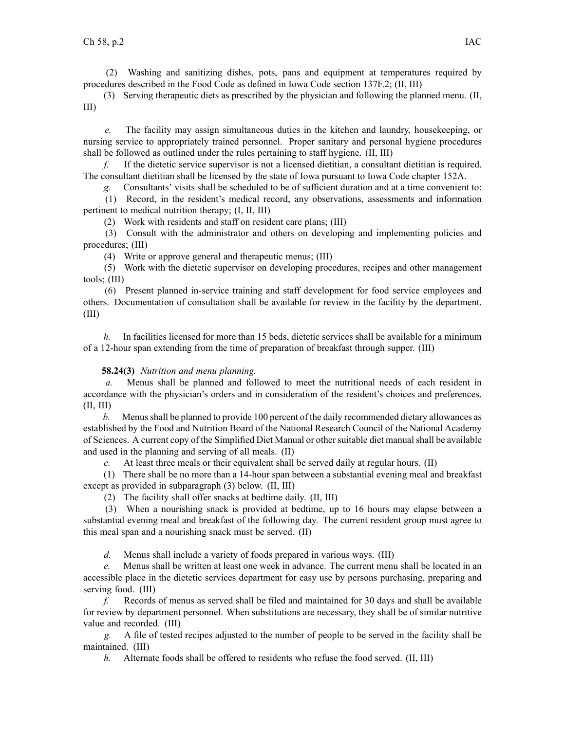(2) Washing and sanitizing dishes, pots, pans and equipment at temperatures required by procedures described in the Food Code as defined in Iowa Code section 137F.2; (II, III)

(3) Serving therapeutic diets as prescribed by the physician and following the planned menu. (II, III)

*e.* The facility may assign simultaneous duties in the kitchen and laundry, housekeeping, or nursing service to appropriately trained personnel. Proper sanitary and personal hygiene procedures shall be followed as outlined under the rules pertaining to staff hygiene. (II, III)

*f.* If the dietetic service supervisor is not a licensed dietitian, a consultant dietitian is required. The consultant dietitian shall be licensed by the state of Iowa pursuant to Iowa Code chapter 152A.

*g.* Consultants' visits shall be scheduled to be of sufficient duration and at a time convenient to:

(1) Record, in the resident's medical record, any observations, assessments and information pertinent to medical nutrition therapy; (I, II, III)

(2) Work with residents and staff on resident care plans; (III)

(3) Consult with the administrator and others on developing and implementing policies and procedures; (III)

(4) Write or approve general and therapeutic menus; (III)

(5) Work with the dietetic supervisor on developing procedures, recipes and other management tools; (III)

(6) Present planned in-service training and staff development for food service employees and others. Documentation of consultation shall be available for review in the facility by the department. (III)

*h.* In facilities licensed for more than 15 beds, dietetic services shall be available for a minimum of a 12-hour span extending from the time of preparation of breakfast through supper. (III)

**58.24(3)** *Nutrition and menu planning.*

*a.* Menus shall be planned and followed to meet the nutritional needs of each resident in accordance with the physician's orders and in consideration of the resident's choices and preferences. (II, III)

*b.* Menus shall be planned to provide 100 percent of the daily recommended dietary allowances as established by the Food and Nutrition Board of the National Research Council of the National Academy of Sciences. A current copy of the Simplified Diet Manual or other suitable diet manual shall be available and used in the planning and serving of all meals. (II)

*c.* At least three meals or their equivalent shall be served daily at regular hours. (II)

(1) There shall be no more than a 14-hour span between a substantial evening meal and breakfast except as provided in subparagraph (3) below. (II, III)

(2) The facility shall offer snacks at bedtime daily. (II, III)

(3) When a nourishing snack is provided at bedtime, up to 16 hours may elapse between a substantial evening meal and breakfast of the following day. The current resident group must agree to this meal span and a nourishing snack must be served. (II)

*d.* Menus shall include a variety of foods prepared in various ways. (III)

*e.* Menus shall be written at least one week in advance. The current menu shall be located in an accessible place in the dietetic services department for easy use by persons purchasing, preparing and serving food. (III)

*f.* Records of menus as served shall be filed and maintained for 30 days and shall be available for review by department personnel. When substitutions are necessary, they shall be of similar nutritive value and recorded. (III)

*g.* A file of tested recipes adjusted to the number of people to be served in the facility shall be maintained. (III)

*h.* Alternate foods shall be offered to residents who refuse the food served. (II, III)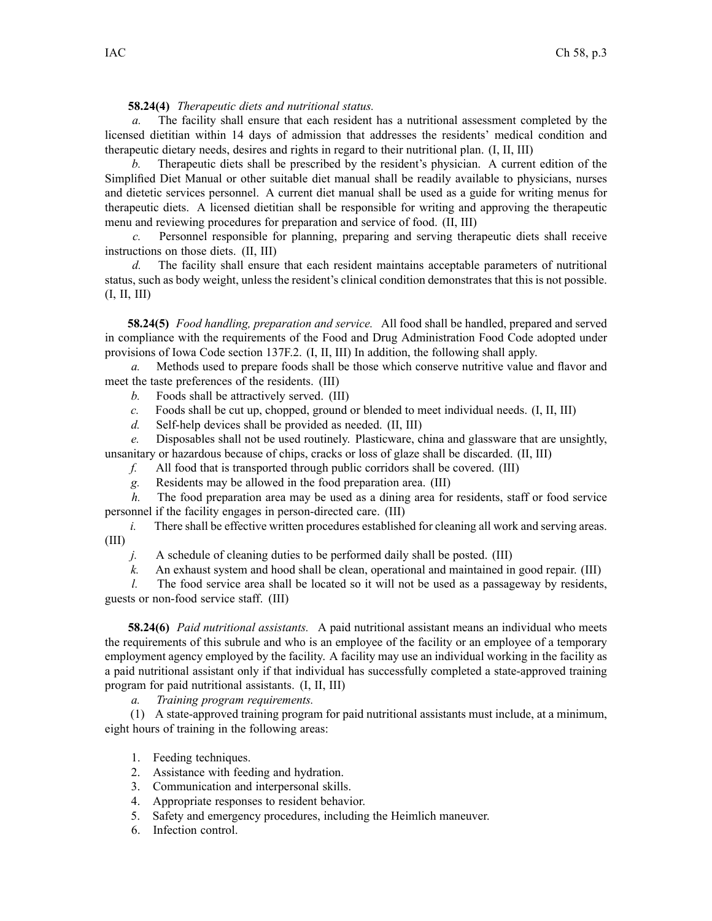**58.24(4)** *Therapeutic diets and nutritional status.*

*a.* The facility shall ensure that each resident has a nutritional assessment completed by the licensed dietitian within 14 days of admission that addresses the residents' medical condition and therapeutic dietary needs, desires and rights in regard to their nutritional plan. (I, II, III)

*b.* Therapeutic diets shall be prescribed by the resident's physician. A current edition of the Simplified Diet Manual or other suitable diet manual shall be readily available to physicians, nurses and dietetic services personnel. A current diet manual shall be used as a guide for writing menus for therapeutic diets. A licensed dietitian shall be responsible for writing and approving the therapeutic menu and reviewing procedures for preparation and service of food. (II, III)

*c.* Personnel responsible for planning, preparing and serving therapeutic diets shall receive instructions on those diets. (II, III)

*d.* The facility shall ensure that each resident maintains acceptable parameters of nutritional status, such as body weight, unless the resident's clinical condition demonstrates that this is not possible. (I, II, III)

**58.24(5)** *Food handling, preparation and service.* All food shall be handled, prepared and served in compliance with the requirements of the Food and Drug Administration Food Code adopted under provisions of Iowa Code section 137F.2. (I, II, III) In addition, the following shall apply.

*a.* Methods used to prepare foods shall be those which conserve nutritive value and flavor and meet the taste preferences of the residents. (III)

*b.* Foods shall be attractively served. (III)

*c.* Foods shall be cut up, chopped, ground or blended to meet individual needs. (I, II, III)

*d.* Self-help devices shall be provided as needed. (II, III)

*e.* Disposables shall not be used routinely. Plasticware, china and glassware that are unsightly, unsanitary or hazardous because of chips, cracks or loss of glaze shall be discarded. (II, III)

*f.* All food that is transported through public corridors shall be covered. (III)

*g.* Residents may be allowed in the food preparation area. (III)

*h.* The food preparation area may be used as a dining area for residents, staff or food service personnel if the facility engages in person-directed care. (III)

*i.* There shall be effective written procedures established for cleaning all work and serving areas. (III)

*j.* A schedule of cleaning duties to be performed daily shall be posted. (III)

*k.* An exhaust system and hood shall be clean, operational and maintained in good repair. (III)

*l.* The food service area shall be located so it will not be used as a passageway by residents, guests or non-food service staff. (III)

**58.24(6)** *Paid nutritional assistants.* A paid nutritional assistant means an individual who meets the requirements of this subrule and who is an employee of the facility or an employee of a temporary employment agency employed by the facility. A facility may use an individual working in the facility as a paid nutritional assistant only if that individual has successfully completed a state-approved training program for paid nutritional assistants. (I, II, III)

*a.* *Training program requirements.*

(1) A state-approved training program for paid nutritional assistants must include, at a minimum, eight hours of training in the following areas:

1. Feeding techniques.
2. Assistance with feeding and hydration.
3. Communication and interpersonal skills.
4. Appropriate responses to resident behavior.
5. Safety and emergency procedures, including the Heimlich maneuver.
6. Infection control.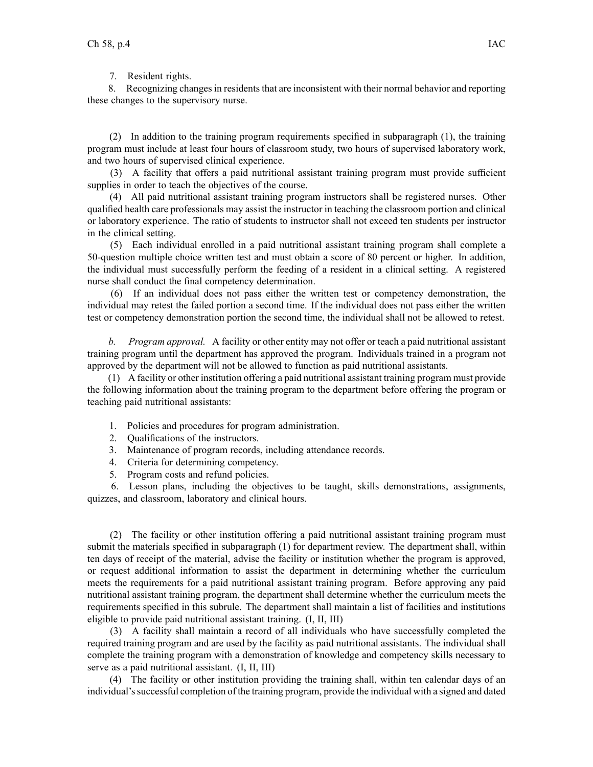7. Resident rights.

8. Recognizing changes in residents that are inconsistent with their normal behavior and reporting these changes to the supervisory nurse.

(2) In addition to the training program requirements specified in subparagraph (1), the training program must include at least four hours of classroom study, two hours of supervised laboratory work, and two hours of supervised clinical experience.

(3) A facility that offers a paid nutritional assistant training program must provide sufficient supplies in order to teach the objectives of the course.

(4) All paid nutritional assistant training program instructors shall be registered nurses. Other qualified health care professionals may assist the instructor in teaching the classroom portion and clinical or laboratory experience. The ratio of students to instructor shall not exceed ten students per instructor in the clinical setting.

(5) Each individual enrolled in a paid nutritional assistant training program shall complete a 50-question multiple choice written test and must obtain a score of 80 percent or higher. In addition, the individual must successfully perform the feeding of a resident in a clinical setting. A registered nurse shall conduct the final competency determination.

(6) If an individual does not pass either the written test or competency demonstration, the individual may retest the failed portion a second time. If the individual does not pass either the written test or competency demonstration portion the second time, the individual shall not be allowed to retest.

*b. Program approval.* A facility or other entity may not offer or teach a paid nutritional assistant training program until the department has approved the program. Individuals trained in a program not approved by the department will not be allowed to function as paid nutritional assistants.

(1) A facility or other institution offering a paid nutritional assistant training program must provide the following information about the training program to the department before offering the program or teaching paid nutritional assistants:

1. Policies and procedures for program administration.
2. Qualifications of the instructors.
3. Maintenance of program records, including attendance records.
4. Criteria for determining competency.
5. Program costs and refund policies.
6. Lesson plans, including the objectives to be taught, skills demonstrations, assignments, quizzes, and classroom, laboratory and clinical hours.

(2) The facility or other institution offering a paid nutritional assistant training program must submit the materials specified in subparagraph (1) for department review. The department shall, within ten days of receipt of the material, advise the facility or institution whether the program is approved, or request additional information to assist the department in determining whether the curriculum meets the requirements for a paid nutritional assistant training program. Before approving any paid nutritional assistant training program, the department shall determine whether the curriculum meets the requirements specified in this subrule. The department shall maintain a list of facilities and institutions eligible to provide paid nutritional assistant training. (I, II, III)

(3) A facility shall maintain a record of all individuals who have successfully completed the required training program and are used by the facility as paid nutritional assistants. The individual shall complete the training program with a demonstration of knowledge and competency skills necessary to serve as a paid nutritional assistant. (I, II, III)

(4) The facility or other institution providing the training shall, within ten calendar days of an individual's successful completion of the training program, provide the individual with a signed and dated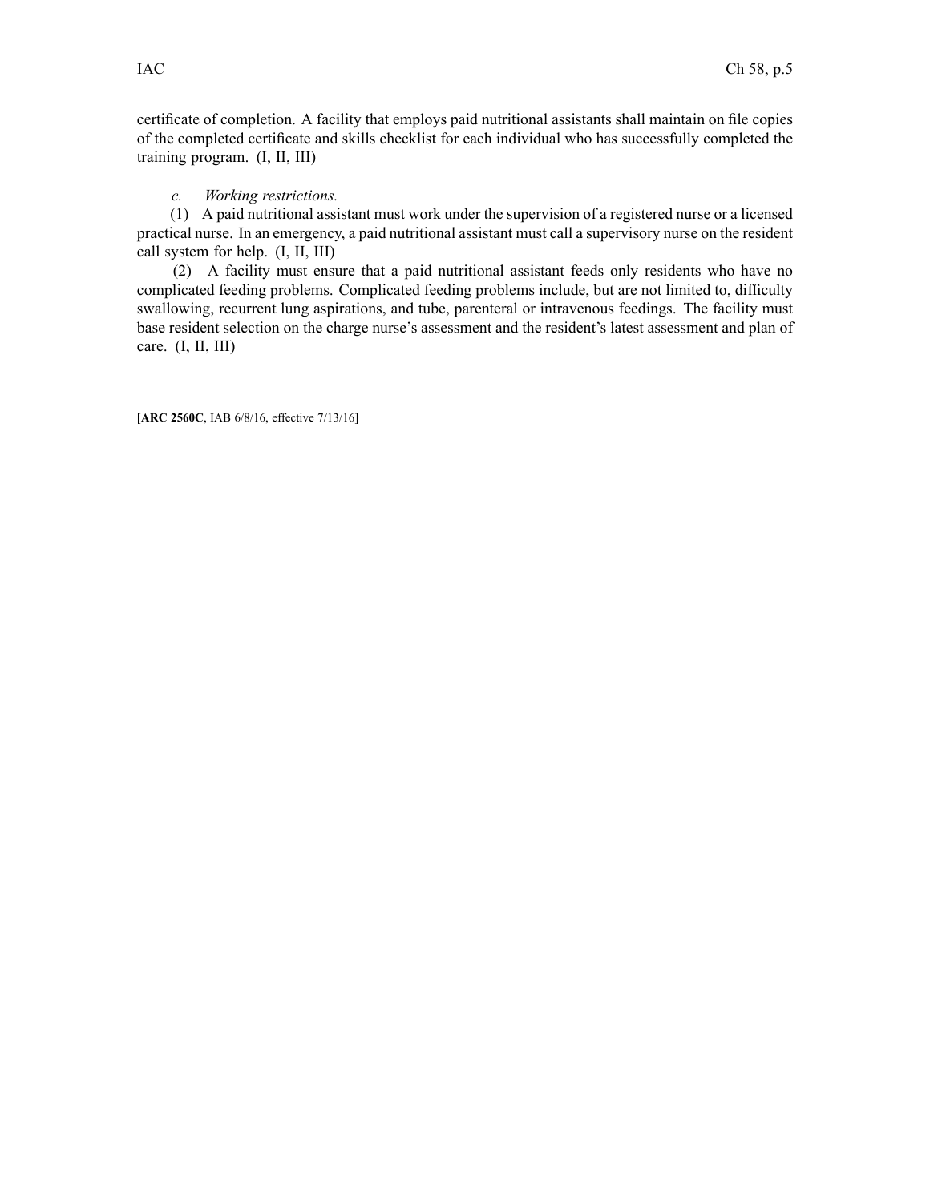certificate of completion. A facility that employs paid nutritional assistants shall maintain on file copies of the completed certificate and skills checklist for each individual who has successfully completed the training program. (I, II, III)

*c. Working restrictions.*

(1) A paid nutritional assistant must work under the supervision of a registered nurse or a licensed practical nurse. In an emergency, a paid nutritional assistant must call a supervisory nurse on the resident call system for help. (I, II, III)

(2) A facility must ensure that a paid nutritional assistant feeds only residents who have no complicated feeding problems. Complicated feeding problems include, but are not limited to, difficulty swallowing, recurrent lung aspirations, and tube, parenteral or intravenous feedings. The facility must base resident selection on the charge nurse's assessment and the resident's latest assessment and plan of care. (I, II, III)

[**ARC 2560C**, IAB 6/8/16, effective 7/13/16]